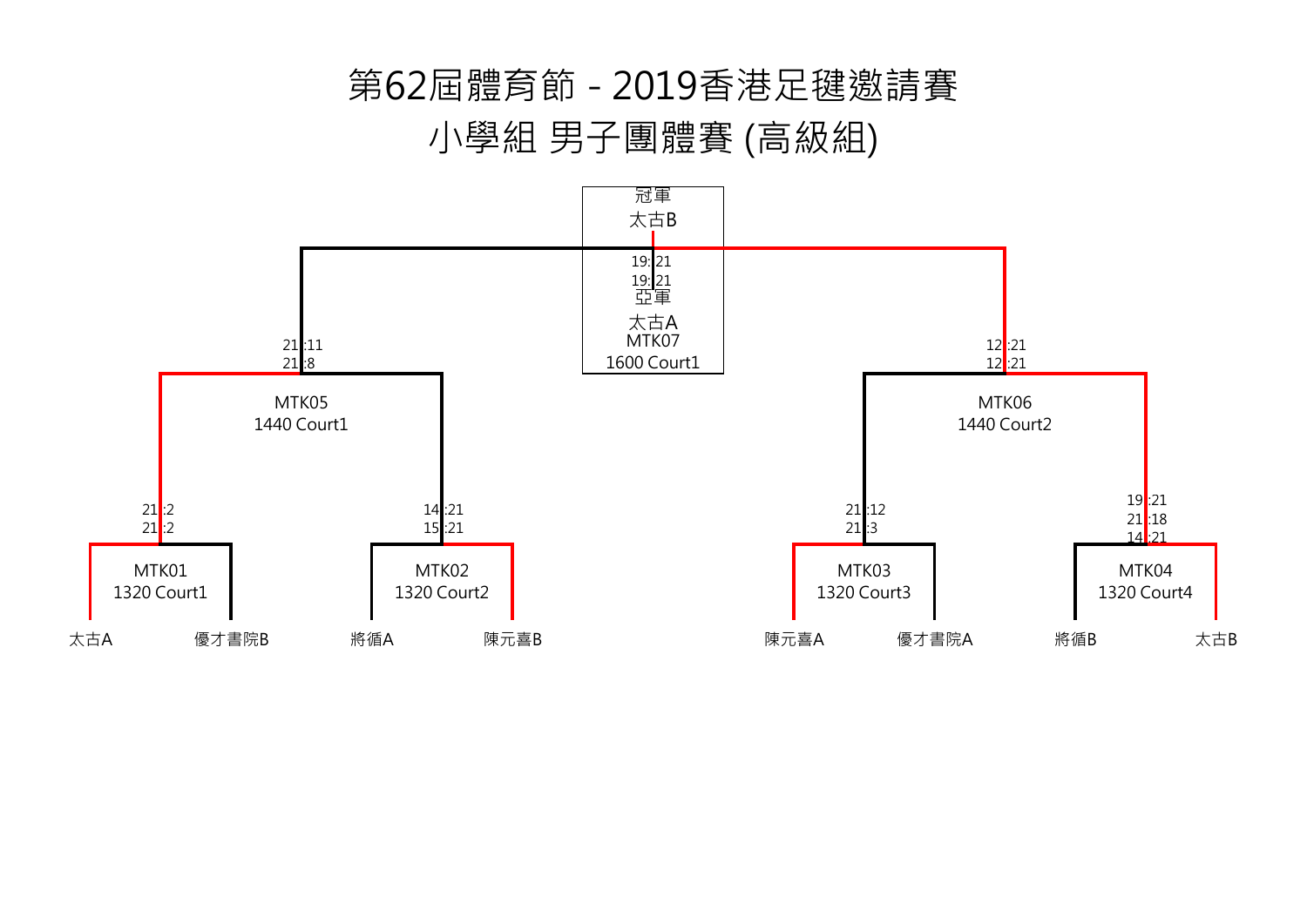# 第62屆體育節 - 2019香港足毽邀請賽

## 小學組 男子團體賽 (高級組)

冠軍
太古B

19 : 21
19 : 21

亞軍
太古A

MTK07
1600 Court1

21 : 11
21 : 8

MTK05
1440 Court1

12 : 21
12 : 21

MTK06
1440 Court2

21 : 2
21 : 2

MTK01
1320 Court1

14 : 21
15 : 21

MTK02
1320 Court2

21 : 12
21 : 3

MTK03
1320 Court3

19 : 21
21 : 18
14 : 21

MTK04
1320 Court4

太古A　優才書院B　將循A　陳元喜B　陳元喜A　優才書院A　將循B　太古B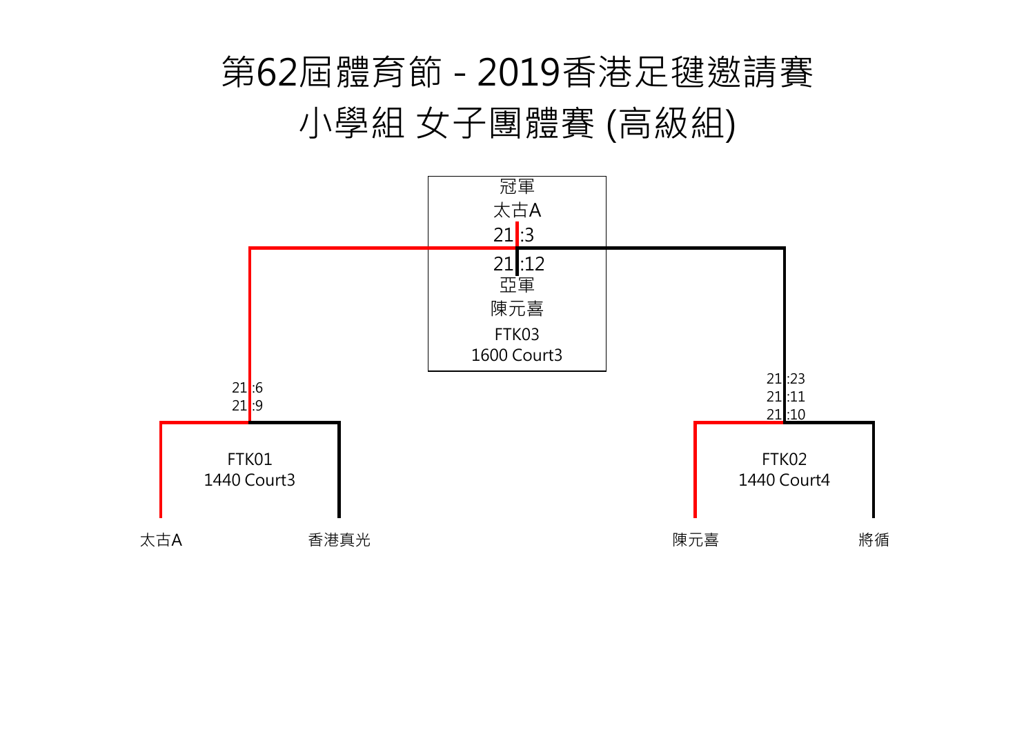# 第62屆體育節 - 2019香港足毽邀請賽

## 小學組 女子團體賽 (高級組)

冠軍
太古A
21:3
21:12
亞軍
陳元喜
FTK03
1600 Court3

21:6
21:9

FTK01
1440 Court3

21:23
21:11
21:10

FTK02
1440 Court4

太古A　香港真光　陳元喜　將循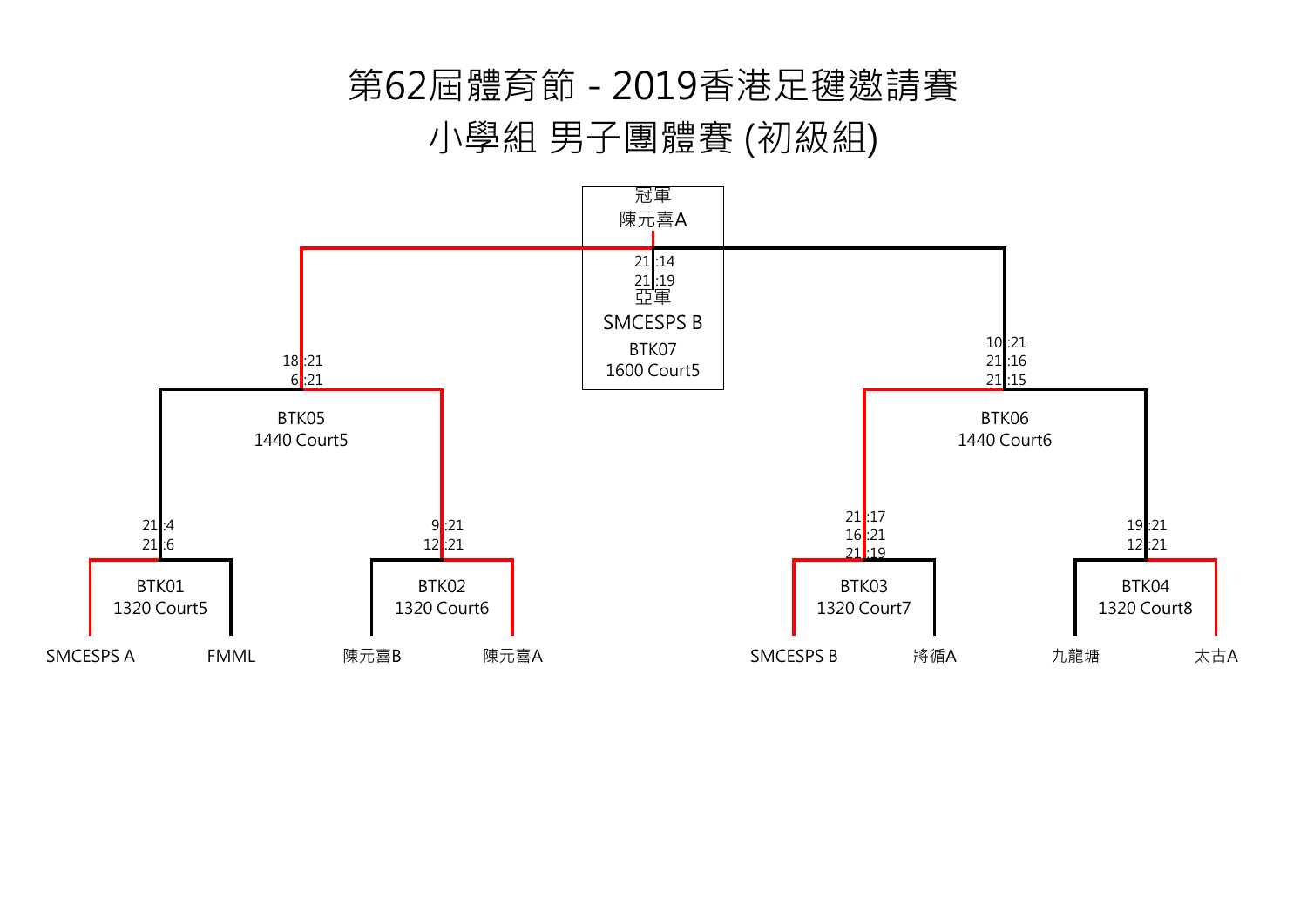# 第62屆體育節 - 2019香港足毽邀請賽

## 小學組 男子團體賽 (初級組)

冠軍
陳元喜A

21:14
21:19

亞軍
SMCESPS B

BTK07
1600 Court5

18:21
6:21

BTK05
1440 Court5

10:21
21:16
21:15

BTK06
1440 Court6

21:4
21:6

BTK01
1320 Court5

9:21
12:21

BTK02
1320 Court6

21:17
16:21
21:19

BTK03
1320 Court7

19:21
12:21

BTK04
1320 Court8

SMCESPS A　FMML　陳元喜B　陳元喜A　SMCESPS B　將循A　九龍塘　太古A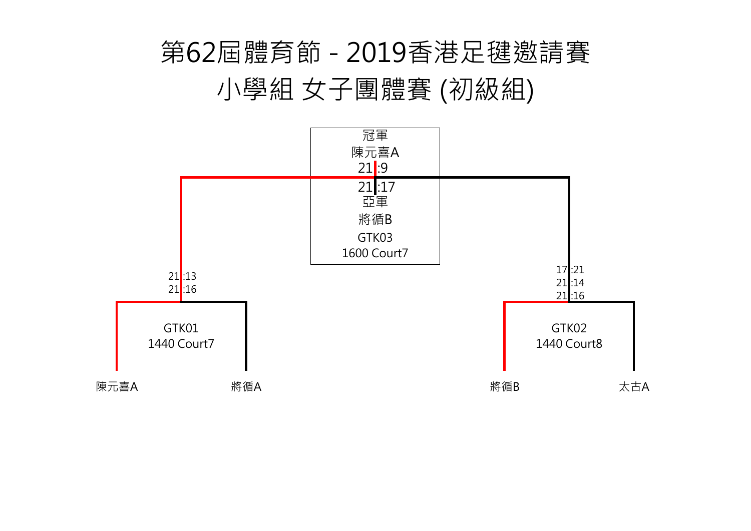# 第62屆體育節 - 2019香港足毽邀請賽

## 小學組 女子團體賽 (初級組)

冠軍

陳元喜A

21 :9

21 :17

亞軍

將循B

GTK03

1600 Court7

21 :13

21 :16

GTK01

1440 Court7

17 :21

21 :14

21 :16

GTK02

1440 Court8

陳元喜A

將循A

將循B

太古A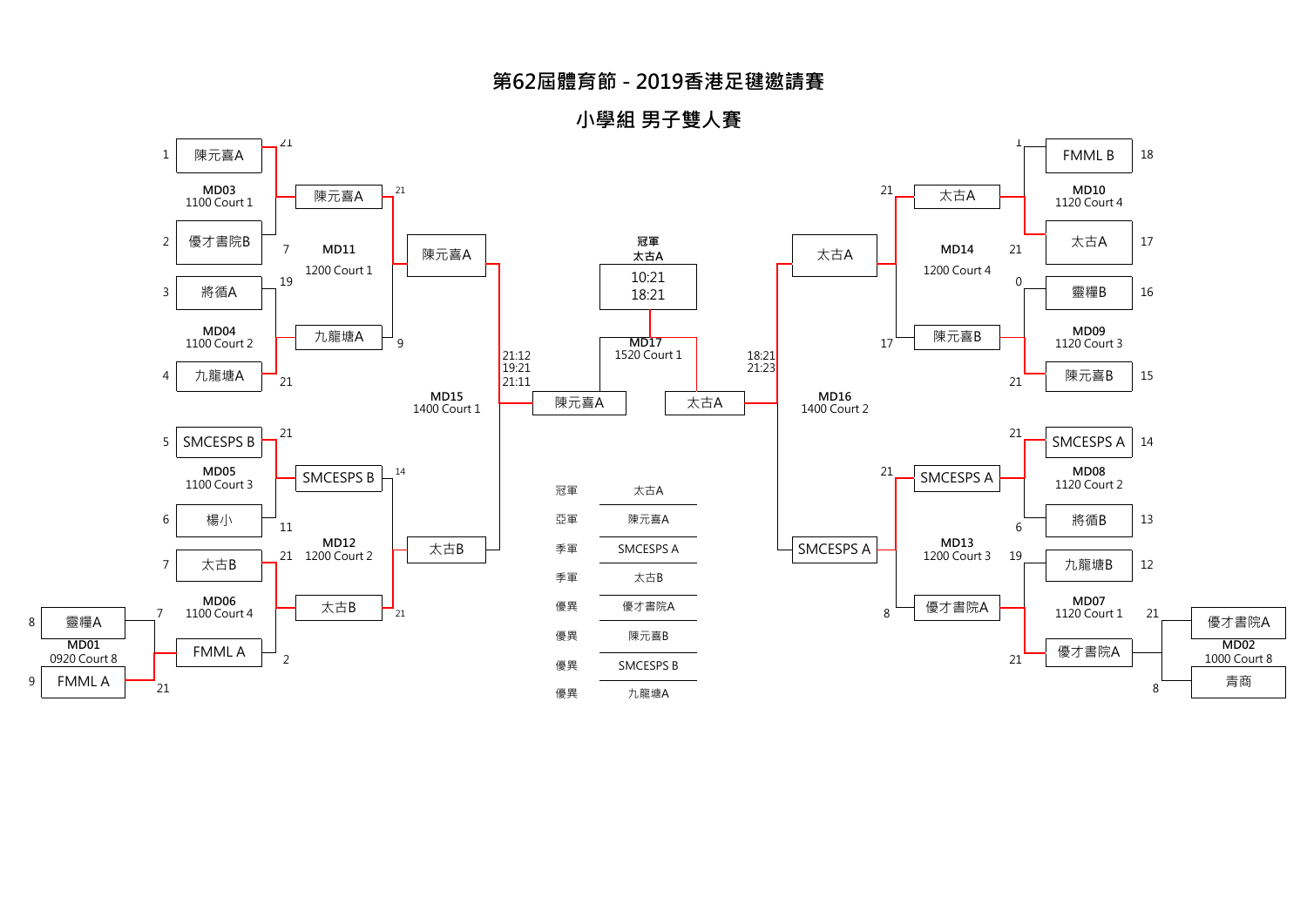# 第62屆體育節 - 2019香港足毽邀請賽

## 小學組 男子雙人賽

**冠軍**
**太古A**

10:21
18:21

| 場次 | 時間 / 場地 | 隊伍 | 分數 | 隊伍 | 分數 | 勝方 |
|---|---|---|---|---|---|---|
| MD01 | 0920 Court 8 | 8 靈糧A | 7 | 9 FMML A | 21 | FMML A |
| MD02 | 1000 Court 8 | 21 優才書院A | 21 | 20 青商 | 8 | 優才書院A |
| MD03 | 1100 Court 1 | 1 陳元喜A | 21 | 2 優才書院B | 7 | 陳元喜A |
| MD04 | 1100 Court 2 | 3 將循A | 19 | 4 九龍塘A | 21 | 九龍塘A |
| MD05 | 1100 Court 3 | 5 SMCESPS B | 21 | 6 楊小 | 11 | SMCESPS B |
| MD06 | 1100 Court 4 | 7 太古B | 21 | FMML A | 2 | 太古B |
| MD07 | 1120 Court 1 | 12 九龍塘B | 19 | 優才書院A | 21 | 優才書院A |
| MD08 | 1120 Court 2 | 14 SMCESPS A | 21 | 13 將循B | 6 | SMCESPS A |
| MD09 | 1120 Court 3 | 16 靈糧B | 0 | 15 陳元喜B | 21 | 陳元喜B |
| MD10 | 1120 Court 4 | 18 FMML B | 1 | 17 太古A | 21 | 太古A |
| MD11 | 1200 Court 1 | 陳元喜A | 21 | 九龍塘A | 9 | 陳元喜A |
| MD12 | 1200 Court 2 | SMCESPS B | 14 | 太古B | 21 | 太古B |
| MD13 | 1200 Court 3 | SMCESPS A | 21 | 優才書院A | 8 | SMCESPS A |
| MD14 | 1200 Court 4 | 太古A | 21 | 陳元喜B | 17 | 太古A |
| MD15 | 1400 Court 1 | 陳元喜A | 21:12, 19:21, 21:11 | 太古B | | 陳元喜A |
| MD16 | 1400 Court 2 | 太古A | 18:21, 21:23 | SMCESPS A | | 太古A |
| MD17 | 1520 Court 1 | 陳元喜A | 10:21, 18:21 | 太古A | | 太古A |

| 名次 | 隊伍 |
|---|---|
| 冠軍 | 太古A |
| 亞軍 | 陳元喜A |
| 季軍 | SMCESPS A |
| 季軍 | 太古B |
| 優異 | 優才書院A |
| 優異 | 陳元喜B |
| 優異 | SMCESPS B |
| 優異 | 九龍塘A |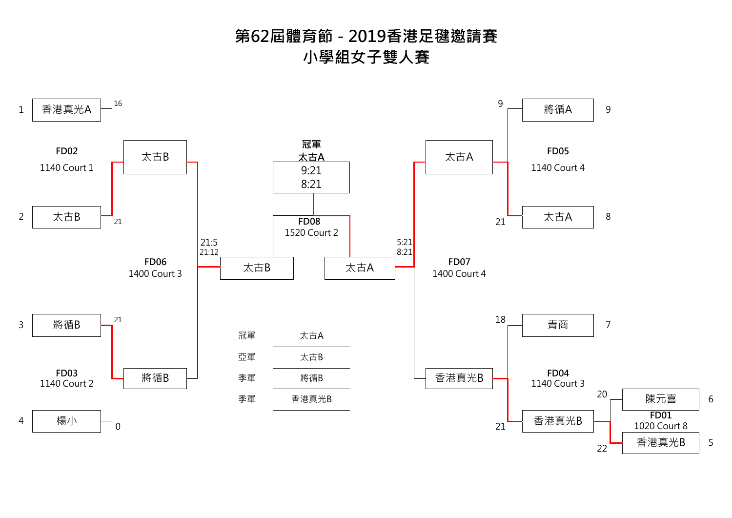# 第62屆體育節 - 2019香港足毽邀請賽
## 小學組女子雙人賽

1 香港真光A 16

FD02
1140 Court 1

2 太古B 21

太古B

21:5
21:12

FD06
1400 Court 3

3 將循B 21

FD03
1140 Court 2

4 楊小 0

將循B

冠軍
太古A

9:21
8:21

FD08
1520 Court 2

太古B

太古A

9 將循A 9

FD05
1140 Court 4

21 太古A 8

太古A

5:21
8:21

FD07
1400 Court 4

18 青商 7

FD04
1140 Court 3

21 香港真光B

香港真光B

20 陳元喜 6

FD01
1020 Court 8

22 香港真光B 5

| | |
|---|---|
| 冠軍 | 太古A |
| 亞軍 | 太古B |
| 季軍 | 將循B |
| 季軍 | 香港真光B |